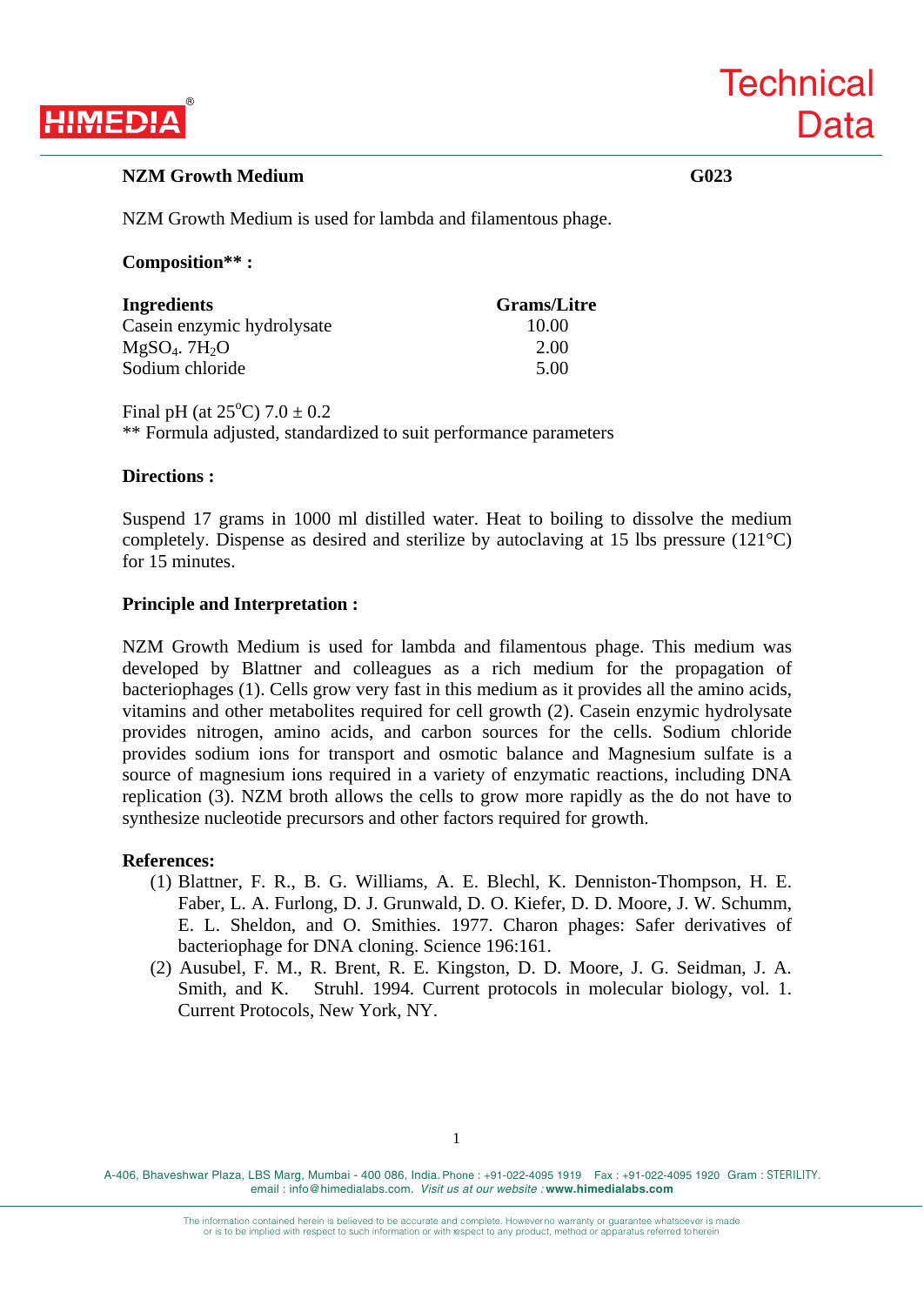# NZM Growth Medium

**G023**

NZM Growth Medium is used for lambda and filamentous phage.

**Composition** :**

| Ingredients | Grams/Litre |
|---|---|
| Casein enzymic hydrolysate | 10.00 |
| $MgSO_4 \cdot 7H_2O$ | 2.00 |
| Sodium chloride | 5.00 |

Final pH (at 25°C) 7.0 ± 0.2
** Formula adjusted, standardized to suit performance parameters

## Directions :

Suspend 17 grams in 1000 ml distilled water. Heat to boiling to dissolve the medium completely. Dispense as desired and sterilize by autoclaving at 15 lbs pressure (121°C) for 15 minutes.

## Principle and Interpretation :

NZM Growth Medium is used for lambda and filamentous phage. This medium was developed by Blattner and colleagues as a rich medium for the propagation of bacteriophages (1). Cells grow very fast in this medium as it provides all the amino acids, vitamins and other metabolites required for cell growth (2). Casein enzymic hydrolysate provides nitrogen, amino acids, and carbon sources for the cells. Sodium chloride provides sodium ions for transport and osmotic balance and Magnesium sulfate is a source of magnesium ions required in a variety of enzymatic reactions, including DNA replication (3). NZM broth allows the cells to grow more rapidly as the do not have to synthesize nucleotide precursors and other factors required for growth.

## References:

1. Blattner, F. R., B. G. Williams, A. E. Blechl, K. Denniston-Thompson, H. E. Faber, L. A. Furlong, D. J. Grunwald, D. O. Kiefer, D. D. Moore, J. W. Schumm, E. L. Sheldon, and O. Smithies. 1977. Charon phages: Safer derivatives of bacteriophage for DNA cloning. Science 196:161.
2. Ausubel, F. M., R. Brent, R. E. Kingston, D. D. Moore, J. G. Seidman, J. A. Smith, and K. Struhl. 1994. Current protocols in molecular biology, vol. 1. Current Protocols, New York, NY.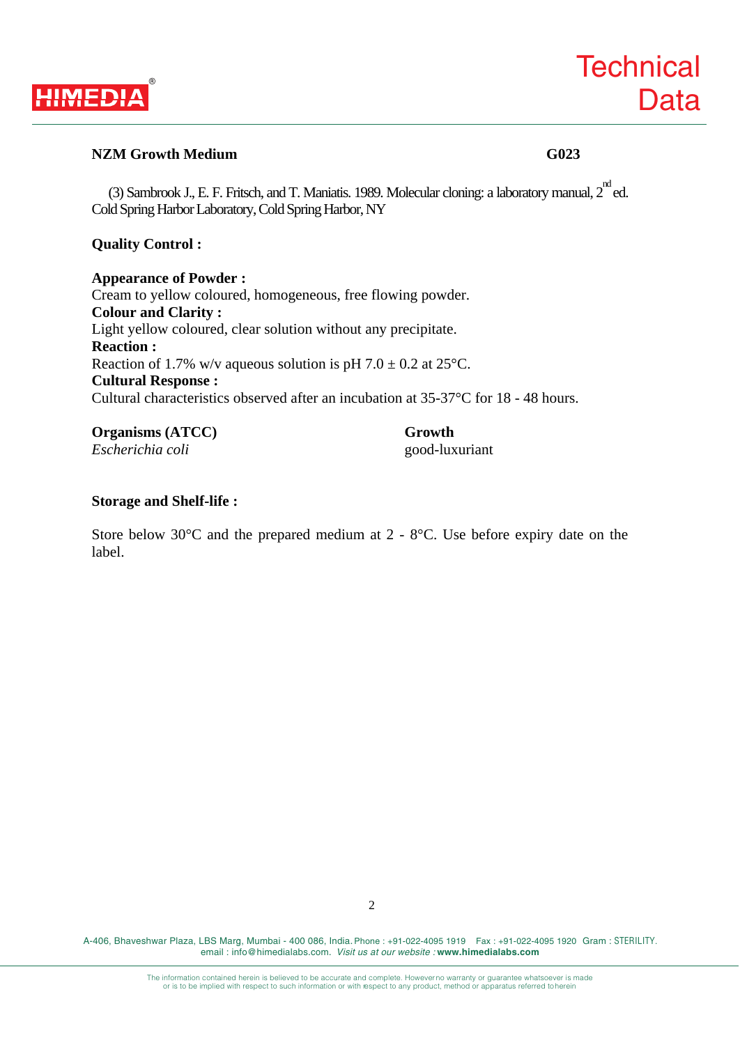**NZM Growth Medium** **G023**

(3) Sambrook J., E. F. Fritsch, and T. Maniatis. 1989. Molecular cloning: a laboratory manual, 2nd ed. Cold Spring Harbor Laboratory, Cold Spring Harbor, NY

**Quality Control :**

**Appearance of Powder :**
Cream to yellow coloured, homogeneous, free flowing powder.

**Colour and Clarity :**
Light yellow coloured, clear solution without any precipitate.

**Reaction :**
Reaction of 1.7% w/v aqueous solution is pH 7.0 ± 0.2 at 25°C.

**Cultural Response :**
Cultural characteristics observed after an incubation at 35-37°C for 18 - 48 hours.

| Organisms (ATCC) | Growth |
|---|---|
| *Escherichia coli* | good-luxuriant |

**Storage and Shelf-life :**

Store below 30°C and the prepared medium at 2 - 8°C. Use before expiry date on the label.

A-406, Bhaveshwar Plaza, LBS Marg, Mumbai - 400 086, India. Phone : +91-022-4095 1919 Fax : +91-022-4095 1920 Gram : STERILITY.
email : info@himedialabs.com. *Visit us at our website :* **www.himedialabs.com**

The information contained herein is believed to be accurate and complete. However no warranty or guarantee whatsoever is made or is to be implied with respect to such information or with respect to any product, method or apparatus referred to herein